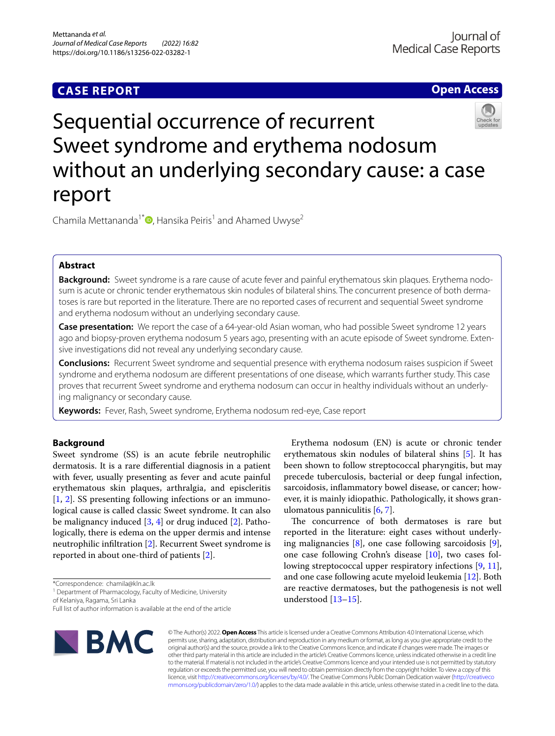CASE REPORT

Open Access

# Sequential occurrence of recurrent Sweet syndrome and erythema nodosum without an underlying secondary cause: a case report

Chamila Mettananda[1*], Hansika Peiris[1] and Ahamed Uwyse[2]

## Abstract

**Background:** Sweet syndrome is a rare cause of acute fever and painful erythematous skin plaques. Erythema nodosum is acute or chronic tender erythematous skin nodules of bilateral shins. The concurrent presence of both dermatoses is rare but reported in the literature. There are no reported cases of recurrent and sequential Sweet syndrome and erythema nodosum without an underlying secondary cause.

**Case presentation:** We report the case of a 64-year-old Asian woman, who had possible Sweet syndrome 12 years ago and biopsy-proven erythema nodosum 5 years ago, presenting with an acute episode of Sweet syndrome. Extensive investigations did not reveal any underlying secondary cause.

**Conclusions:** Recurrent Sweet syndrome and sequential presence with erythema nodosum raises suspicion if Sweet syndrome and erythema nodosum are different presentations of one disease, which warrants further study. This case proves that recurrent Sweet syndrome and erythema nodosum can occur in healthy individuals without an underlying malignancy or secondary cause.

**Keywords:** Fever, Rash, Sweet syndrome, Erythema nodosum red-eye, Case report

## Background

Sweet syndrome (SS) is an acute febrile neutrophilic dermatosis. It is a rare differential diagnosis in a patient with fever, usually presenting as fever and acute painful erythematous skin plaques, arthralgia, and episcleritis [1, 2]. SS presenting following infections or an immunological cause is called classic Sweet syndrome. It can also be malignancy induced [3, 4] or drug induced [2]. Pathologically, there is edema on the upper dermis and intense neutrophilic infiltration [2]. Recurrent Sweet syndrome is reported in about one-third of patients [2].

Erythema nodosum (EN) is acute or chronic tender erythematous skin nodules of bilateral shins [5]. It has been shown to follow streptococcal pharyngitis, but may precede tuberculosis, bacterial or deep fungal infection, sarcoidosis, inflammatory bowel disease, or cancer; however, it is mainly idiopathic. Pathologically, it shows granulomatous panniculitis [6, 7].

The concurrence of both dermatoses is rare but reported in the literature: eight cases without underlying malignancies [8], one case following sarcoidosis [9], one case following Crohn's disease [10], two cases following streptococcal upper respiratory infections [9, 11], and one case following acute myeloid leukemia [12]. Both are reactive dermatoses, but the pathogenesis is not well understood [13–15].

*Correspondence: chamila@kln.ac.lk

[1] Department of Pharmacology, Faculty of Medicine, University of Kelaniya, Ragama, Sri Lanka

Full list of author information is available at the end of the article

© The Author(s) 2022. **Open Access** This article is licensed under a Creative Commons Attribution 4.0 International License, which permits use, sharing, adaptation, distribution and reproduction in any medium or format, as long as you give appropriate credit to the original author(s) and the source, provide a link to the Creative Commons licence, and indicate if changes were made. The images or other third party material in this article are included in the article's Creative Commons licence, unless indicated otherwise in a credit line to the material. If material is not included in the article's Creative Commons licence and your intended use is not permitted by statutory regulation or exceeds the permitted use, you will need to obtain permission directly from the copyright holder. To view a copy of this licence, visit http://creativecommons.org/licenses/by/4.0/. The Creative Commons Public Domain Dedication waiver (http://creativecommons.org/publicdomain/zero/1.0/) applies to the data made available in this article, unless otherwise stated in a credit line to the data.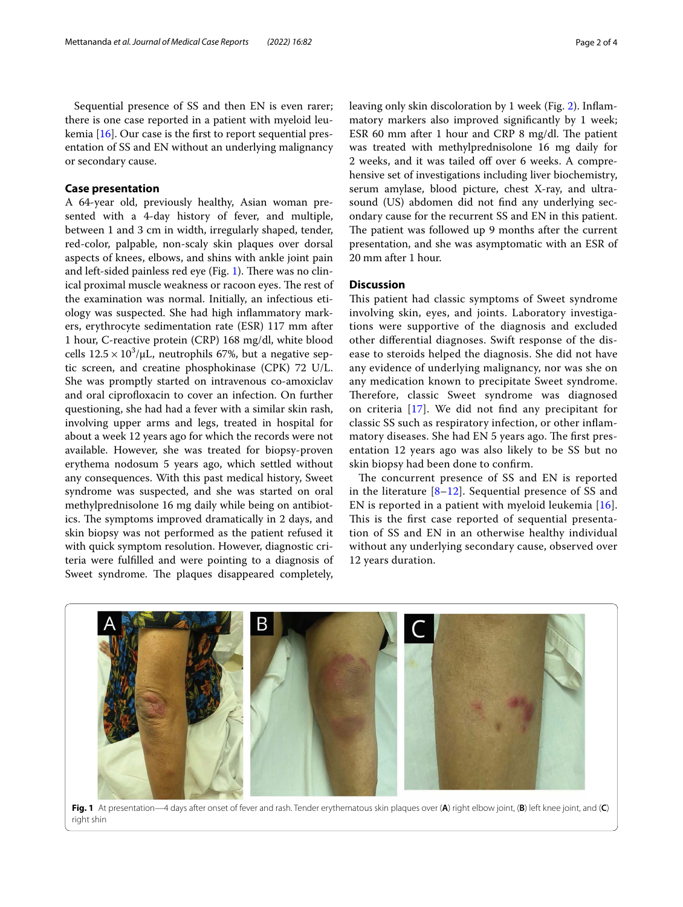Sequential presence of SS and then EN is even rarer; there is one case reported in a patient with myeloid leukemia [16]. Our case is the first to report sequential presentation of SS and EN without an underlying malignancy or secondary cause.

## Case presentation

A 64-year old, previously healthy, Asian woman presented with a 4-day history of fever, and multiple, between 1 and 3 cm in width, irregularly shaped, tender, red-color, palpable, non-scaly skin plaques over dorsal aspects of knees, elbows, and shins with ankle joint pain and left-sided painless red eye (Fig. 1). There was no clinical proximal muscle weakness or racoon eyes. The rest of the examination was normal. Initially, an infectious etiology was suspected. She had high inflammatory markers, erythrocyte sedimentation rate (ESR) 117 mm after 1 hour, C-reactive protein (CRP) 168 mg/dl, white blood cells $12.5 \times 10^3/\mu L$, neutrophils 67%, but a negative septic screen, and creatine phosphokinase (CPK) 72 U/L. She was promptly started on intravenous co-amoxiclav and oral ciprofloxacin to cover an infection. On further questioning, she had had a fever with a similar skin rash, involving upper arms and legs, treated in hospital for about a week 12 years ago for which the records were not available. However, she was treated for biopsy-proven erythema nodosum 5 years ago, which settled without any consequences. With this past medical history, Sweet syndrome was suspected, and she was started on oral methylprednisolone 16 mg daily while being on antibiotics. The symptoms improved dramatically in 2 days, and skin biopsy was not performed as the patient refused it with quick symptom resolution. However, diagnostic criteria were fulfilled and were pointing to a diagnosis of Sweet syndrome. The plaques disappeared completely, leaving only skin discoloration by 1 week (Fig. 2). Inflammatory markers also improved significantly by 1 week; ESR 60 mm after 1 hour and CRP 8 mg/dl. The patient was treated with methylprednisolone 16 mg daily for 2 weeks, and it was tailed off over 6 weeks. A comprehensive set of investigations including liver biochemistry, serum amylase, blood picture, chest X-ray, and ultrasound (US) abdomen did not find any underlying secondary cause for the recurrent SS and EN in this patient. The patient was followed up 9 months after the current presentation, and she was asymptomatic with an ESR of 20 mm after 1 hour.

## Discussion

This patient had classic symptoms of Sweet syndrome involving skin, eyes, and joints. Laboratory investigations were supportive of the diagnosis and excluded other differential diagnoses. Swift response of the disease to steroids helped the diagnosis. She did not have any evidence of underlying malignancy, nor was she on any medication known to precipitate Sweet syndrome. Therefore, classic Sweet syndrome was diagnosed on criteria [17]. We did not find any precipitant for classic SS such as respiratory infection, or other inflammatory diseases. She had EN 5 years ago. The first presentation 12 years ago was also likely to be SS but no skin biopsy had been done to confirm.

The concurrent presence of SS and EN is reported in the literature [8–12]. Sequential presence of SS and EN is reported in a patient with myeloid leukemia [16]. This is the first case reported of sequential presentation of SS and EN in an otherwise healthy individual without any underlying secondary cause, observed over 12 years duration.

**Fig. 1** At presentation—4 days after onset of fever and rash. Tender erythematous skin plaques over (**A**) right elbow joint, (**B**) left knee joint, and (**C**) right shin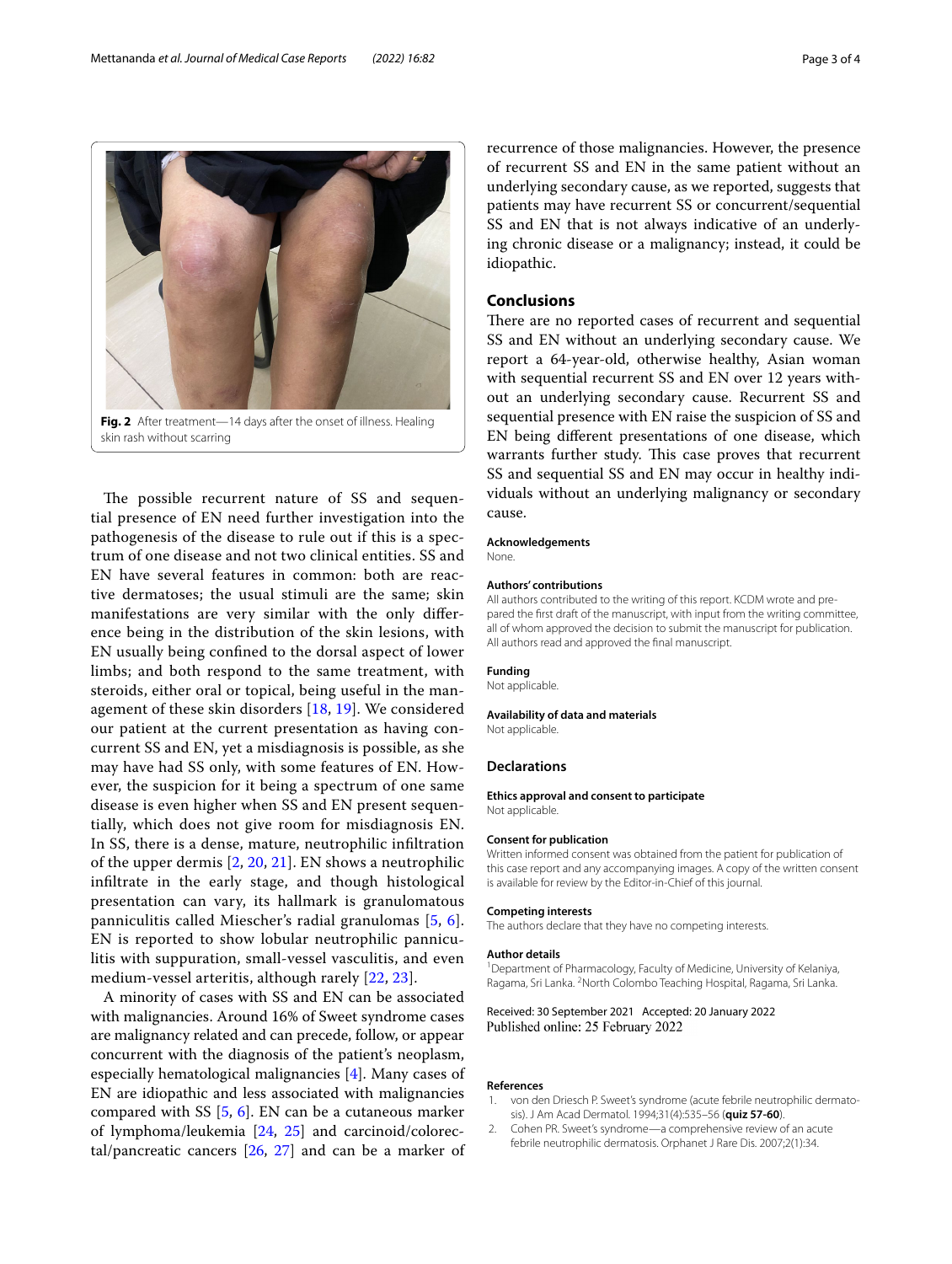Fig. 2 After treatment—14 days after the onset of illness. Healing skin rash without scarring

The possible recurrent nature of SS and sequential presence of EN need further investigation into the pathogenesis of the disease to rule out if this is a spectrum of one disease and not two clinical entities. SS and EN have several features in common: both are reactive dermatoses; the usual stimuli are the same; skin manifestations are very similar with the only difference being in the distribution of the skin lesions, with EN usually being confined to the dorsal aspect of lower limbs; and both respond to the same treatment, with steroids, either oral or topical, being useful in the management of these skin disorders [18, 19]. We considered our patient at the current presentation as having concurrent SS and EN, yet a misdiagnosis is possible, as she may have had SS only, with some features of EN. However, the suspicion for it being a spectrum of one same disease is even higher when SS and EN present sequentially, which does not give room for misdiagnosis EN. In SS, there is a dense, mature, neutrophilic infiltration of the upper dermis [2, 20, 21]. EN shows a neutrophilic infiltrate in the early stage, and though histological presentation can vary, its hallmark is granulomatous panniculitis called Miescher's radial granulomas [5, 6]. EN is reported to show lobular neutrophilic panniculitis with suppuration, small-vessel vasculitis, and even medium-vessel arteritis, although rarely [22, 23].

A minority of cases with SS and EN can be associated with malignancies. Around 16% of Sweet syndrome cases are malignancy related and can precede, follow, or appear concurrent with the diagnosis of the patient's neoplasm, especially hematological malignancies [4]. Many cases of EN are idiopathic and less associated with malignancies compared with SS [5, 6]. EN can be a cutaneous marker of lymphoma/leukemia [24, 25] and carcinoid/colorectal/pancreatic cancers [26, 27] and can be a marker of recurrence of those malignancies. However, the presence of recurrent SS and EN in the same patient without an underlying secondary cause, as we reported, suggests that patients may have recurrent SS or concurrent/sequential SS and EN that is not always indicative of an underlying chronic disease or a malignancy; instead, it could be idiopathic.

## Conclusions

There are no reported cases of recurrent and sequential SS and EN without an underlying secondary cause. We report a 64-year-old, otherwise healthy, Asian woman with sequential recurrent SS and EN over 12 years without an underlying secondary cause. Recurrent SS and sequential presence with EN raise the suspicion of SS and EN being different presentations of one disease, which warrants further study. This case proves that recurrent SS and sequential SS and EN may occur in healthy individuals without an underlying malignancy or secondary cause.

#### Acknowledgements
None.

#### Authors' contributions
All authors contributed to the writing of this report. KCDM wrote and prepared the first draft of the manuscript, with input from the writing committee, all of whom approved the decision to submit the manuscript for publication. All authors read and approved the final manuscript.

#### Funding
Not applicable.

#### Availability of data and materials
Not applicable.

### Declarations

#### Ethics approval and consent to participate
Not applicable.

#### Consent for publication
Written informed consent was obtained from the patient for publication of this case report and any accompanying images. A copy of the written consent is available for review by the Editor-in-Chief of this journal.

#### Competing interests
The authors declare that they have no competing interests.

#### Author details
[1] Department of Pharmacology, Faculty of Medicine, University of Kelaniya, Ragama, Sri Lanka. [2] North Colombo Teaching Hospital, Ragama, Sri Lanka.

Received: 30 September 2021 Accepted: 20 January 2022
Published online: 25 February 2022

#### References

1. von den Driesch P. Sweet's syndrome (acute febrile neutrophilic dermatosis). J Am Acad Dermatol. 1994;31(4):535–56 (**quiz 57-60**).
2. Cohen PR. Sweet's syndrome—a comprehensive review of an acute febrile neutrophilic dermatosis. Orphanet J Rare Dis. 2007;2(1):34.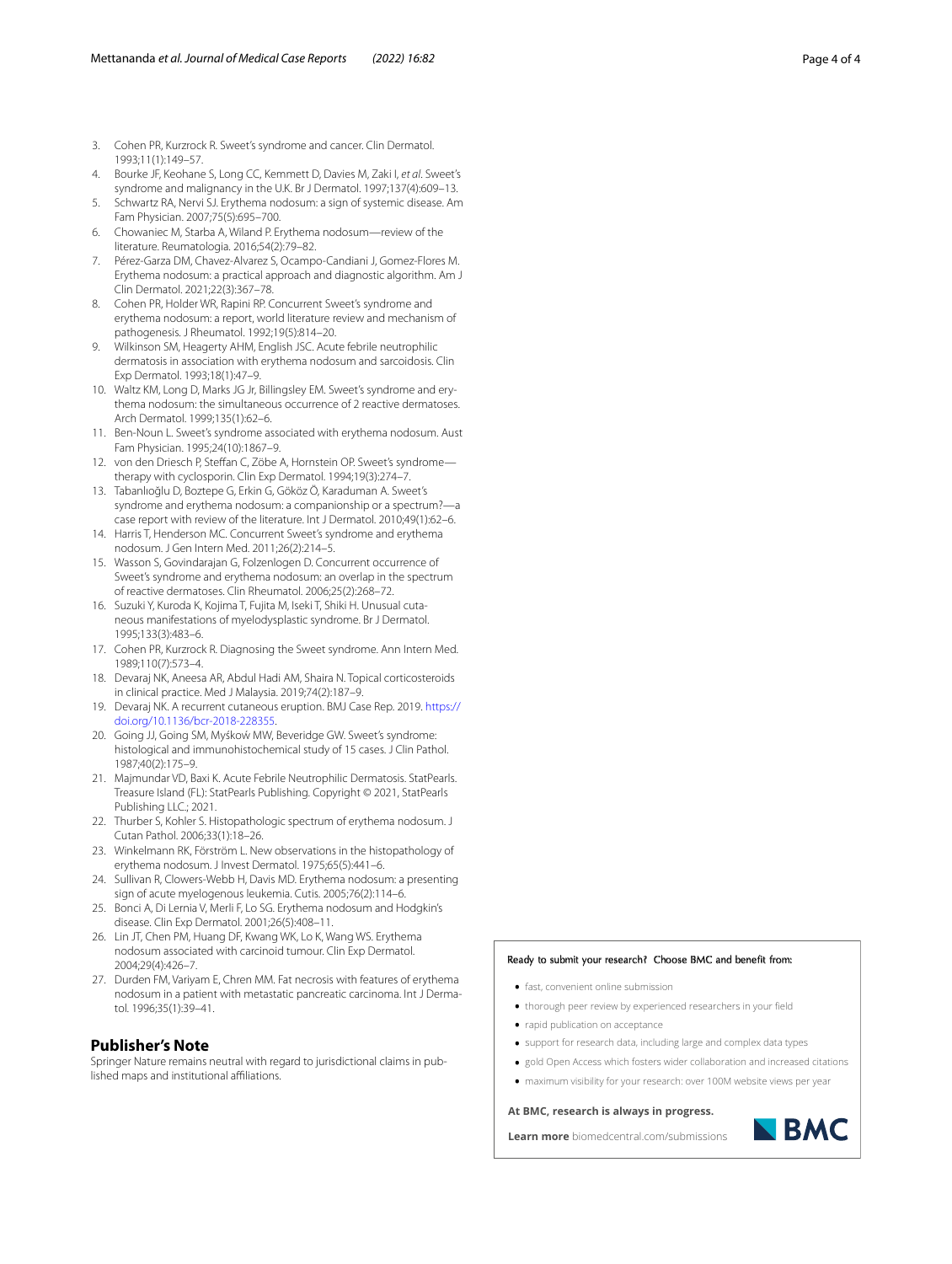3. Cohen PR, Kurzrock R. Sweet's syndrome and cancer. Clin Dermatol. 1993;11(1):149–57.
4. Bourke JF, Keohane S, Long CC, Kemmett D, Davies M, Zaki I, *et al*. Sweet's syndrome and malignancy in the U.K. Br J Dermatol. 1997;137(4):609–13.
5. Schwartz RA, Nervi SJ. Erythema nodosum: a sign of systemic disease. Am Fam Physician. 2007;75(5):695–700.
6. Chowaniec M, Starba A, Wiland P. Erythema nodosum—review of the literature. Reumatologia. 2016;54(2):79–82.
7. Pérez-Garza DM, Chavez-Alvarez S, Ocampo-Candiani J, Gomez-Flores M. Erythema nodosum: a practical approach and diagnostic algorithm. Am J Clin Dermatol. 2021;22(3):367–78.
8. Cohen PR, Holder WR, Rapini RP. Concurrent Sweet's syndrome and erythema nodosum: a report, world literature review and mechanism of pathogenesis. J Rheumatol. 1992;19(5):814–20.
9. Wilkinson SM, Heagerty AHM, English JSC. Acute febrile neutrophilic dermatosis in association with erythema nodosum and sarcoidosis. Clin Exp Dermatol. 1993;18(1):47–9.
10. Waltz KM, Long D, Marks JG Jr, Billingsley EM. Sweet's syndrome and erythema nodosum: the simultaneous occurrence of 2 reactive dermatoses. Arch Dermatol. 1999;135(1):62–6.
11. Ben-Noun L. Sweet's syndrome associated with erythema nodosum. Aust Fam Physician. 1995;24(10):1867–9.
12. von den Driesch P, Steffan C, Zöbe A, Hornstein OP. Sweet's syndrome—therapy with cyclosporin. Clin Exp Dermatol. 1994;19(3):274–7.
13. Tabanlıoğlu D, Boztepe G, Erkin G, Gököz Ö, Karaduman A. Sweet's syndrome and erythema nodosum: a companionship or a spectrum?—a case report with review of the literature. Int J Dermatol. 2010;49(1):62–6.
14. Harris T, Henderson MC. Concurrent Sweet's syndrome and erythema nodosum. J Gen Intern Med. 2011;26(2):214–5.
15. Wasson S, Govindarajan G, Folzenlogen D. Concurrent occurrence of Sweet's syndrome and erythema nodosum: an overlap in the spectrum of reactive dermatoses. Clin Rheumatol. 2006;25(2):268–72.
16. Suzuki Y, Kuroda K, Kojima T, Fujita M, Iseki T, Shiki H. Unusual cutaneous manifestations of myelodysplastic syndrome. Br J Dermatol. 1995;133(3):483–6.
17. Cohen PR, Kurzrock R. Diagnosing the Sweet syndrome. Ann Intern Med. 1989;110(7):573–4.
18. Devaraj NK, Aneesa AR, Abdul Hadi AM, Shaira N. Topical corticosteroids in clinical practice. Med J Malaysia. 2019;74(2):187–9.
19. Devaraj NK. A recurrent cutaneous eruption. BMJ Case Rep. 2019. https://doi.org/10.1136/bcr-2018-228355.
20. Going JJ, Going SM, Myśków MW, Beveridge GW. Sweet's syndrome: histological and immunohistochemical study of 15 cases. J Clin Pathol. 1987;40(2):175–9.
21. Majmundar VD, Baxi K. Acute Febrile Neutrophilic Dermatosis. StatPearls. Treasure Island (FL): StatPearls Publishing. Copyright © 2021, StatPearls Publishing LLC.; 2021.
22. Thurber S, Kohler S. Histopathologic spectrum of erythema nodosum. J Cutan Pathol. 2006;33(1):18–26.
23. Winkelmann RK, Förström L. New observations in the histopathology of erythema nodosum. J Invest Dermatol. 1975;65(5):441–6.
24. Sullivan R, Clowers-Webb H, Davis MD. Erythema nodosum: a presenting sign of acute myelogenous leukemia. Cutis. 2005;76(2):114–6.
25. Bonci A, Di Lernia V, Merli F, Lo SG. Erythema nodosum and Hodgkin's disease. Clin Exp Dermatol. 2001;26(5):408–11.
26. Lin JT, Chen PM, Huang DF, Kwang WK, Lo K, Wang WS. Erythema nodosum associated with carcinoid tumour. Clin Exp Dermatol. 2004;29(4):426–7.
27. Durden FM, Variyam E, Chren MM. Fat necrosis with features of erythema nodosum in a patient with metastatic pancreatic carcinoma. Int J Dermatol. 1996;35(1):39–41.

## Publisher's Note

Springer Nature remains neutral with regard to jurisdictional claims in published maps and institutional affiliations.

Ready to submit your research? Choose BMC and benefit from:

- fast, convenient online submission
- thorough peer review by experienced researchers in your field
- rapid publication on acceptance
- support for research data, including large and complex data types
- gold Open Access which fosters wider collaboration and increased citations
- maximum visibility for your research: over 100M website views per year

**At BMC, research is always in progress.**

**Learn more** biomedcentral.com/submissions

BMC